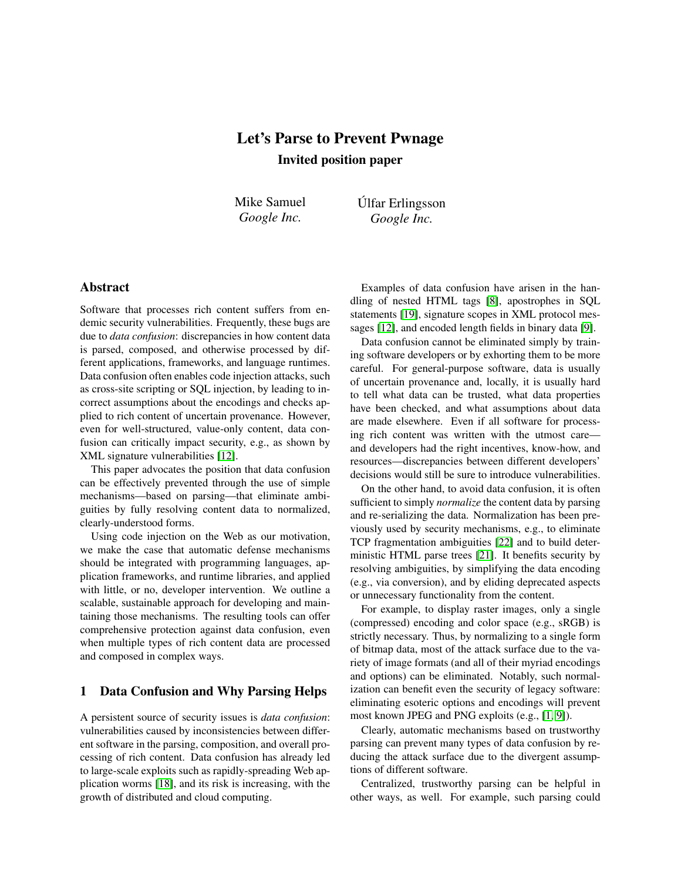# Let's Parse to Prevent Pwnage

**Invited position paper**

Mike Samuel
*Google Inc.*

Úlfar Erlingsson
*Google Inc.*

## Abstract

Software that processes rich content suffers from endemic security vulnerabilities. Frequently, these bugs are due to *data confusion*: discrepancies in how content data is parsed, composed, and otherwise processed by different applications, frameworks, and language runtimes. Data confusion often enables code injection attacks, such as cross-site scripting or SQL injection, by leading to incorrect assumptions about the encodings and checks applied to rich content of uncertain provenance. However, even for well-structured, value-only content, data confusion can critically impact security, e.g., as shown by XML signature vulnerabilities [12].

This paper advocates the position that data confusion can be effectively prevented through the use of simple mechanisms—based on parsing—that eliminate ambiguities by fully resolving content data to normalized, clearly-understood forms.

Using code injection on the Web as our motivation, we make the case that automatic defense mechanisms should be integrated with programming languages, application frameworks, and runtime libraries, and applied with little, or no, developer intervention. We outline a scalable, sustainable approach for developing and maintaining those mechanisms. The resulting tools can offer comprehensive protection against data confusion, even when multiple types of rich content data are processed and composed in complex ways.

## 1 Data Confusion and Why Parsing Helps

A persistent source of security issues is *data confusion*: vulnerabilities caused by inconsistencies between different software in the parsing, composition, and overall processing of rich content. Data confusion has already led to large-scale exploits such as rapidly-spreading Web application worms [18], and its risk is increasing, with the growth of distributed and cloud computing.

Examples of data confusion have arisen in the handling of nested HTML tags [8], apostrophes in SQL statements [19], signature scopes in XML protocol messages [12], and encoded length fields in binary data [9].

Data confusion cannot be eliminated simply by training software developers or by exhorting them to be more careful. For general-purpose software, data is usually of uncertain provenance and, locally, it is usually hard to tell what data can be trusted, what data properties have been checked, and what assumptions about data are made elsewhere. Even if all software for processing rich content was written with the utmost care—and developers had the right incentives, know-how, and resources—discrepancies between different developers' decisions would still be sure to introduce vulnerabilities.

On the other hand, to avoid data confusion, it is often sufficient to simply *normalize* the content data by parsing and re-serializing the data. Normalization has been previously used by security mechanisms, e.g., to eliminate TCP fragmentation ambiguities [22] and to build deterministic HTML parse trees [21]. It benefits security by resolving ambiguities, by simplifying the data encoding (e.g., via conversion), and by eliding deprecated aspects or unnecessary functionality from the content.

For example, to display raster images, only a single (compressed) encoding and color space (e.g., sRGB) is strictly necessary. Thus, by normalizing to a single form of bitmap data, most of the attack surface due to the variety of image formats (and all of their myriad encodings and options) can be eliminated. Notably, such normalization can benefit even the security of legacy software: eliminating esoteric options and encodings will prevent most known JPEG and PNG exploits (e.g., [1, 9]).

Clearly, automatic mechanisms based on trustworthy parsing can prevent many types of data confusion by reducing the attack surface due to the divergent assumptions of different software.

Centralized, trustworthy parsing can be helpful in other ways, as well. For example, such parsing could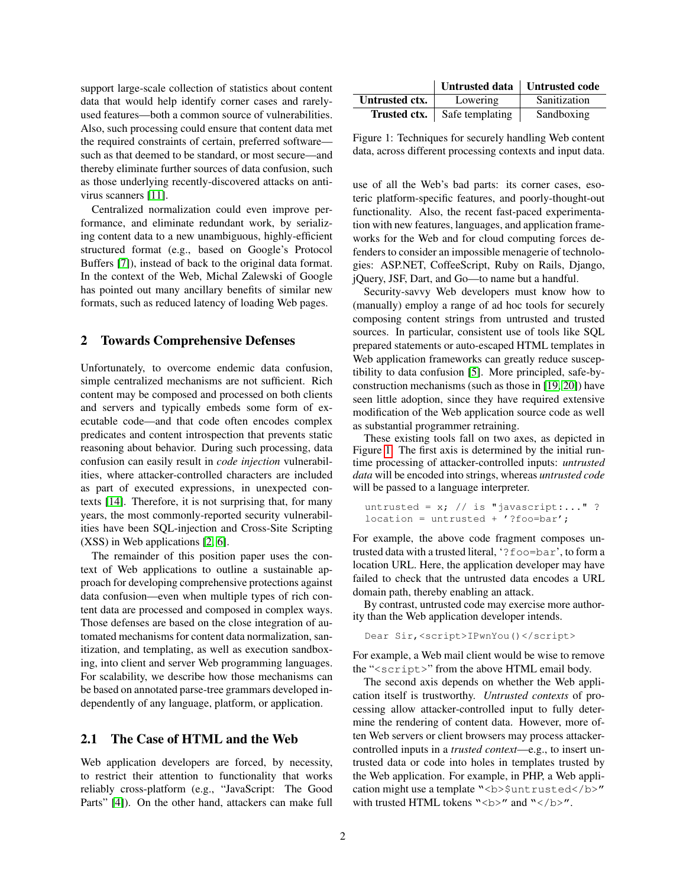support large-scale collection of statistics about content data that would help identify corner cases and rarely-used features—both a common source of vulnerabilities. Also, such processing could ensure that content data met the required constraints of certain, preferred software—such as that deemed to be standard, or most secure—and thereby eliminate further sources of data confusion, such as those underlying recently-discovered attacks on anti-virus scanners [11].

Centralized normalization could even improve performance, and eliminate redundant work, by serializing content data to a new unambiguous, highly-efficient structured format (e.g., based on Google's Protocol Buffers [7]), instead of back to the original data format. In the context of the Web, Michal Zalewski of Google has pointed out many ancillary benefits of similar new formats, such as reduced latency of loading Web pages.

## 2 Towards Comprehensive Defenses

Unfortunately, to overcome endemic data confusion, simple centralized mechanisms are not sufficient. Rich content may be composed and processed on both clients and servers and typically embeds some form of executable code—and that code often encodes complex predicates and content introspection that prevents static reasoning about behavior. During such processing, data confusion can easily result in *code injection* vulnerabilities, where attacker-controlled characters are included as part of executed expressions, in unexpected contexts [14]. Therefore, it is not surprising that, for many years, the most commonly-reported security vulnerabilities have been SQL-injection and Cross-Site Scripting (XSS) in Web applications [2, 6].

The remainder of this position paper uses the context of Web applications to outline a sustainable approach for developing comprehensive protections against data confusion—even when multiple types of rich content data are processed and composed in complex ways. Those defenses are based on the close integration of automated mechanisms for content data normalization, sanitization, and templating, as well as execution sandboxing, into client and server Web programming languages. For scalability, we describe how those mechanisms can be based on annotated parse-tree grammars developed independently of any language, platform, or application.

### 2.1 The Case of HTML and the Web

Web application developers are forced, by necessity, to restrict their attention to functionality that works reliably cross-platform (e.g., "JavaScript: The Good Parts" [4]). On the other hand, attackers can make full use of all the Web's bad parts: its corner cases, esoteric platform-specific features, and poorly-thought-out functionality. Also, the recent fast-paced experimentation with new features, languages, and application frameworks for the Web and for cloud computing forces defenders to consider an impossible menagerie of technologies: ASP.NET, CoffeeScript, Ruby on Rails, Django, jQuery, JSF, Dart, and Go—to name but a handful.

|  | **Untrusted data** | **Untrusted code** |
|---|---|---|
| **Untrusted ctx.** | Lowering | Sanitization |
| **Trusted ctx.** | Safe templating | Sandboxing |

Figure 1: Techniques for securely handling Web content data, across different processing contexts and input data.

Security-savvy Web developers must know how to (manually) employ a range of ad hoc tools for securely composing content strings from untrusted and trusted sources. In particular, consistent use of tools like SQL prepared statements or auto-escaped HTML templates in Web application frameworks can greatly reduce susceptibility to data confusion [5]. More principled, safe-by-construction mechanisms (such as those in [19, 20]) have seen little adoption, since they have required extensive modification of the Web application source code as well as substantial programmer retraining.

These existing tools fall on two axes, as depicted in Figure 1. The first axis is determined by the initial runtime processing of attacker-controlled inputs: *untrusted data* will be encoded into strings, whereas *untrusted code* will be passed to a language interpreter.

```
untrusted = x; // is "javascript:..." ?
location = untrusted + '?foo=bar';
```

For example, the above code fragment composes untrusted data with a trusted literal, '`?foo=bar`', to form a location URL. Here, the application developer may have failed to check that the untrusted data encodes a URL domain path, thereby enabling an attack.

By contrast, untrusted code may exercise more authority than the Web application developer intends.

```
Dear Sir,<script>IPwnYou()</script>
```

For example, a Web mail client would be wise to remove the "`<script>`" from the above HTML email body.

The second axis depends on whether the Web application itself is trustworthy. *Untrusted contexts* of processing allow attacker-controlled input to fully determine the rendering of content data. However, more often Web servers or client browsers may process attacker-controlled inputs in a *trusted context*—e.g., to insert untrusted data or code into holes in templates trusted by the Web application. For example, in PHP, a Web application might use a template "`<b>$untrusted</b>`" with trusted HTML tokens "`<b>`" and "`</b>`".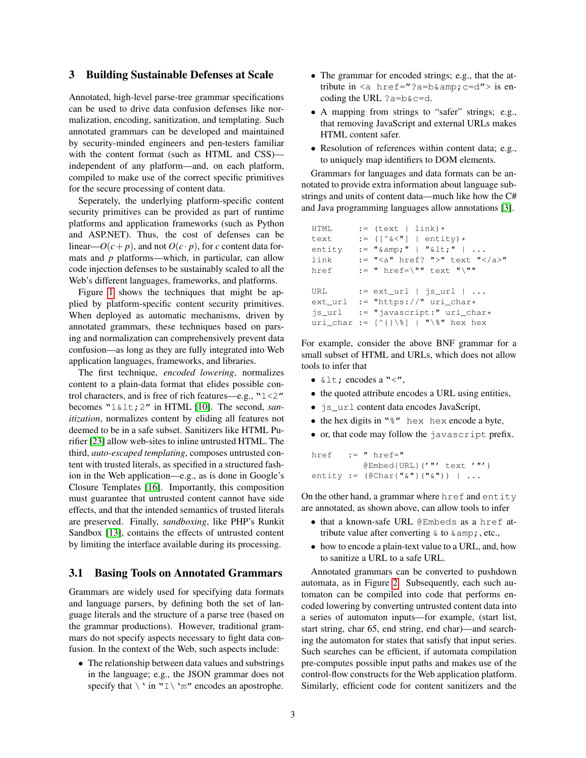## 3 Building Sustainable Defenses at Scale

Annotated, high-level parse-tree grammar specifications can be used to drive data confusion defenses like normalization, encoding, sanitization, and templating. Such annotated grammars can be developed and maintained by security-minded engineers and pen-testers familiar with the content format (such as HTML and CSS)—independent of any platform—and, on each platform, compiled to make use of the correct specific primitives for the secure processing of content data.

Seperately, the underlying platform-specific content security primitives can be provided as part of runtime platforms and application frameworks (such as Python and ASP.NET). Thus, the cost of defenses can be linear—$O(c+p)$, and not $O(c \cdot p)$, for $c$ content data formats and $p$ platforms—which, in particular, can allow code injection defenses to be sustainably scaled to all the Web's different languages, frameworks, and platforms.

Figure 1 shows the techniques that might be applied by platform-specific content security primitives. When deployed as automatic mechanisms, driven by annotated grammars, these techniques based on parsing and normalization can comprehensively prevent data confusion—as long as they are fully integrated into Web application languages, frameworks, and libraries.

The first technique, *encoded lowering*, normalizes content to a plain-data format that elides possible control characters, and is free of rich features—e.g., `"1<2"` becomes `"1&lt;2"` in HTML [10]. The second, *sanitization*, normalizes content by eliding all features not deemed to be in a safe subset. Sanitizers like HTML Purifier [23] allow web-sites to inline untrusted HTML. The third, *auto-escaped templating*, composes untrusted content with trusted literals, as specified in a structured fashion in the Web application—e.g., as is done in Google's Closure Templates [16]. Importantly, this composition must guarantee that untrusted content cannot have side effects, and that the intended semantics of trusted literals are preserved. Finally, *sandboxing*, like PHP's Runkit Sandbox [13], contains the effects of untrusted content by limiting the interface available during its processing.

### 3.1 Basing Tools on Annotated Grammars

Grammars are widely used for specifying data formats and language parsers, by defining both the set of language literals and the structure of a parse tree (based on the grammar productions). However, traditional grammars do not specify aspects necessary to fight data confusion. In the context of the Web, such aspects include:

- The relationship between data values and substrings in the language; e.g., the JSON grammar does not specify that `\'` in `"I\'m"` encodes an apostrophe.
- The grammar for encoded strings; e.g., that the attribute in `<a href="?a=b&amp;c=d">` is encoding the URL `?a=b&c=d`.
- A mapping from strings to "safer" strings; e.g., that removing JavaScript and external URLs makes HTML content safer.
- Resolution of references within content data; e.g., to uniquely map identifiers to DOM elements.

Grammars for languages and data formats can be annotated to provide extra information about language substrings and units of content data—much like how the C# and Java programming languages allow annotations [3].

```
HTML     := (text | link)*
text     := ([^&<"] | entity)*
entity   := "&amp;" | "&lt;" | ...
link     := "<a" href? ">" text "</a>"
href     := " href=\"" text "\""

URL      := ext_url | js_url | ...
ext_url  := "https://" uri_char*
js_url   := "javascript:" uri_char*
uri_char := [^{}\%] | "\%" hex hex
```

For example, consider the above BNF grammar for a small subset of HTML and URLs, which does not allow tools to infer that

- `&lt;` encodes a `"<"`,
- the quoted attribute encodes a URL using entities,
- `js_url` content data encodes JavaScript,
- the hex digits in `"%" hex hex` encode a byte,
- or, that code may follow the `javascript` prefix.

```
href   := " href="
          @Embed{URL}('"' text '"')
entity := (@Char{"&"}("&")) | ...
```

On the other hand, a grammar where `href` and `entity` are annotated, as shown above, can allow tools to infer

- that a known-safe URL `@Embeds` as a `href` attribute value after converting `&` to `&amp;`, etc.,
- how to encode a plain-text value to a URL, and, how to sanitize a URL to a safe URL.

Annotated grammars can be converted to pushdown automata, as in Figure 2. Subsequently, each such automaton can be compiled into code that performs encoded lowering by converting untrusted content data into a series of automaton inputs—for example, (start list, start string, char 65, end string, end char)—and searching the automaton for states that satisfy that input series. Such searches can be efficient, if automata compilation pre-computes possible input paths and makes use of the control-flow constructs for the Web application platform. Similarly, efficient code for content sanitizers and the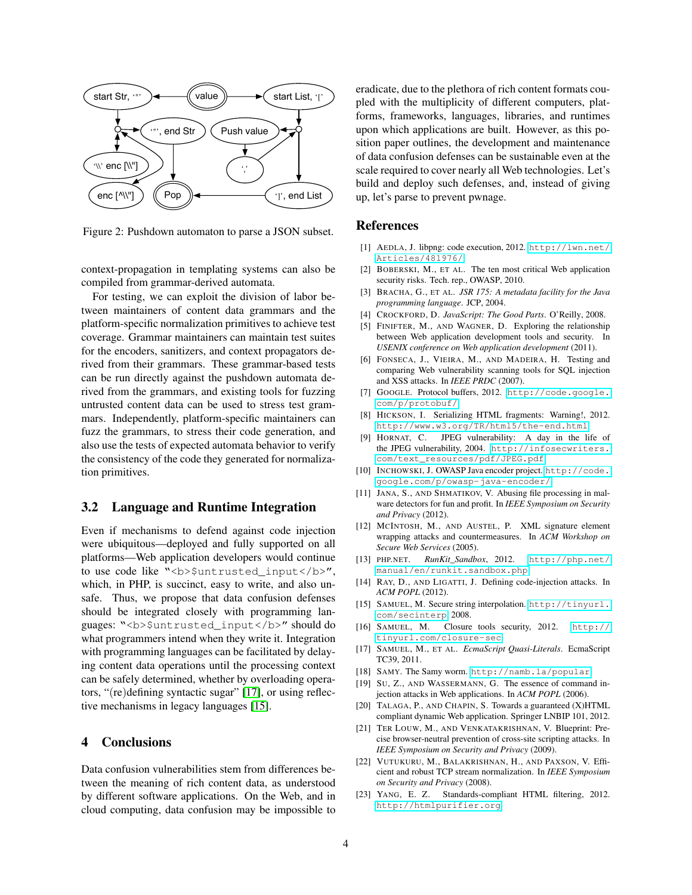start Str, '"'

value

start List, '['

'"', end Str

Push value

'\' enc [\\"]

','

enc [^\\"]

Pop

']', end List

Figure 2: Pushdown automaton to parse a JSON subset.

context-propagation in templating systems can also be compiled from grammar-derived automata.

For testing, we can exploit the division of labor between maintainers of content data grammars and the platform-specific normalization primitives to achieve test coverage. Grammar maintainers can maintain test suites for the encoders, sanitizers, and context propagators derived from their grammars. These grammar-based tests can be run directly against the pushdown automata derived from the grammars, and existing tools for fuzzing untrusted content data can be used to stress test grammars. Independently, platform-specific maintainers can fuzz the grammars, to stress their code generation, and also use the tests of expected automata behavior to verify the consistency of the code they generated for normalization primitives.

### 3.2 Language and Runtime Integration

Even if mechanisms to defend against code injection were ubiquitous—deployed and fully supported on all platforms—Web application developers would continue to use code like "`<b>$untrusted_input</b>`", which, in PHP, is succinct, easy to write, and also unsafe. Thus, we propose that data confusion defenses should be integrated closely with programming languages: "`<b>$untrusted_input</b>`" should do what programmers intend when they write it. Integration with programming languages can be facilitated by delaying content data operations until the processing context can be safely determined, whether by overloading operators, "(re)defining syntactic sugar" [17], or using reflective mechanisms in legacy languages [15].

## 4 Conclusions

Data confusion vulnerabilities stem from differences between the meaning of rich content data, as understood by different software applications. On the Web, and in cloud computing, data confusion may be impossible to eradicate, due to the plethora of rich content formats coupled with the multiplicity of different computers, platforms, frameworks, languages, libraries, and runtimes upon which applications are built. However, as this position paper outlines, the development and maintenance of data confusion defenses can be sustainable even at the scale required to cover nearly all Web technologies. Let's build and deploy such defenses, and, instead of giving up, let's parse to prevent pwnage.

## References

[1] AEDLA, J. libpng: code execution, 2012. http://lwn.net/Articles/481976/

[2] BOBERSKI, M., ET AL. The ten most critical Web application security risks. Tech. rep., OWASP, 2010.

[3] BRACHA, G., ET AL. *JSR 175: A metadata facility for the Java programming language*. JCP, 2004.

[4] CROCKFORD, D. *JavaScript: The Good Parts*. O'Reilly, 2008.

[5] FINIFTER, M., AND WAGNER, D. Exploring the relationship between Web application development tools and security. In *USENIX conference on Web application development* (2011).

[6] FONSECA, J., VIEIRA, M., AND MADEIRA, H. Testing and comparing Web vulnerability scanning tools for SQL injection and XSS attacks. In *IEEE PRDC* (2007).

[7] GOOGLE. Protocol buffers, 2012. http://code.google.com/p/protobuf/

[8] HICKSON, I. Serializing HTML fragments: Warning!, 2012. http://www.w3.org/TR/html5/the-end.html

[9] HORNAT, C. JPEG vulnerability: A day in the life of the JPEG vulnerability, 2004. http://infosecwriters.com/text_resources/pdf/JPEG.pdf

[10] INCHOWSKI, J. OWASP Java encoder project. http://code.google.com/p/owasp-java-encoder/

[11] JANA, S., AND SHMATIKOV, V. Abusing file processing in malware detectors for fun and profit. In *IEEE Symposium on Security and Privacy* (2012).

[12] MCINTOSH, M., AND AUSTEL, P. XML signature element wrapping attacks and countermeasures. In *ACM Workshop on Secure Web Services* (2005).

[13] PHP.NET. *RunKit_Sandbox*, 2012. http://php.net/manual/en/runkit.sandbox.php

[14] RAY, D., AND LIGATTI, J. Defining code-injection attacks. In *ACM POPL* (2012).

[15] SAMUEL, M. Secure string interpolation. http://tinyurl.com/secinterp 2008.

[16] SAMUEL, M. Closure tools security, 2012. http://tinyurl.com/closure-sec

[17] SAMUEL, M., ET AL. *EcmaScript Quasi-Literals*. EcmaScript TC39, 2011.

[18] SAMY. The Samy worm. http://namb.la/popular

[19] SU, Z., AND WASSERMANN, G. The essence of command injection attacks in Web applications. In *ACM POPL* (2006).

[20] TALAGA, P., AND CHAPIN, S. Towards a guaranteed (X)HTML compliant dynamic Web application. Springer LNBIP 101, 2012.

[21] TER LOUW, M., AND VENKATAKRISHNAN, V. Blueprint: Precise browser-neutral prevention of cross-site scripting attacks. In *IEEE Symposium on Security and Privacy* (2009).

[22] VUTUKURU, M., BALAKRISHNAN, H., AND PAXSON, V. Efficient and robust TCP stream normalization. In *IEEE Symposium on Security and Privacy* (2008).

[23] YANG, E. Z. Standards-compliant HTML filtering, 2012. http://htmlpurifier.org